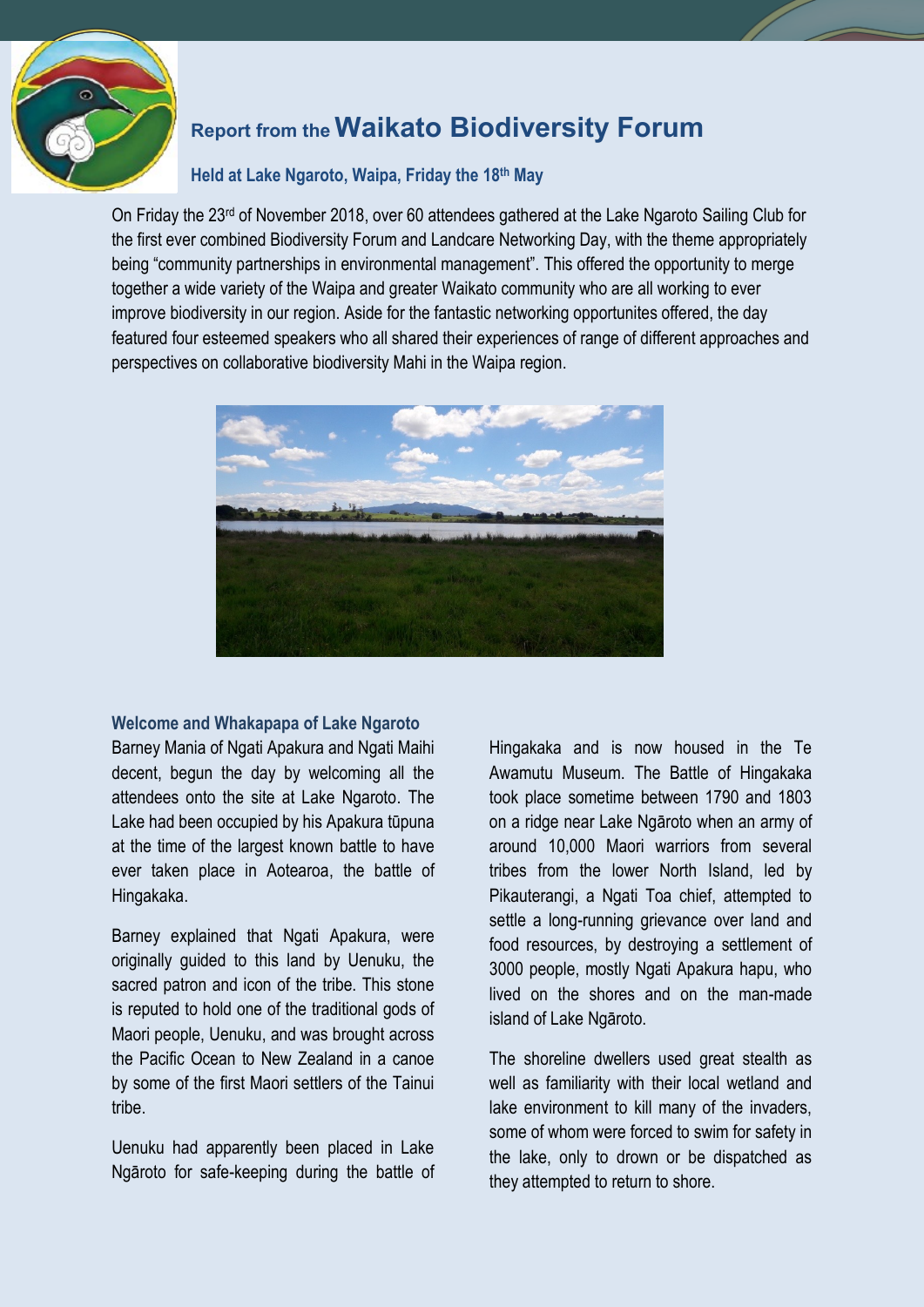# Report from the Waikato Biodiversity Forum

### Held at Lake Ngaroto, Waipa, Friday the 18th May

On Friday the 23rd of November 2018, over 60 attendees gathered at the Lake Ngaroto Sailing Club for the first ever combined Biodiversity Forum and Landcare Networking Day, with the theme appropriately being "community partnerships in environmental management". This offered the opportunity to merge together a wide variety of the Waipa and greater Waikato community who are all working to ever improve biodiversity in our region. Aside for the fantastic networking opportunites offered, the day featured four esteemed speakers who all shared their experiences of range of different approaches and perspectives on collaborative biodiversity Mahi in the Waipa region.

## Welcome and Whakapapa of Lake Ngaroto

Barney Mania of Ngati Apakura and Ngati Maihi decent, begun the day by welcoming all the attendees onto the site at Lake Ngaroto. The Lake had been occupied by his Apakura tūpuna at the time of the largest known battle to have ever taken place in Aotearoa, the battle of Hingakaka.

Barney explained that Ngati Apakura, were originally guided to this land by Uenuku, the sacred patron and icon of the tribe. This stone is reputed to hold one of the traditional gods of Maori people, Uenuku, and was brought across the Pacific Ocean to New Zealand in a canoe by some of the first Maori settlers of the Tainui tribe.

Uenuku had apparently been placed in Lake Ngāroto for safe-keeping during the battle of Hingakaka and is now housed in the Te Awamutu Museum. The Battle of Hingakaka took place sometime between 1790 and 1803 on a ridge near Lake Ngāroto when an army of around 10,000 Maori warriors from several tribes from the lower North Island, led by Pikauterangi, a Ngati Toa chief, attempted to settle a long-running grievance over land and food resources, by destroying a settlement of 3000 people, mostly Ngati Apakura hapu, who lived on the shores and on the man-made island of Lake Ngāroto.

The shoreline dwellers used great stealth as well as familiarity with their local wetland and lake environment to kill many of the invaders, some of whom were forced to swim for safety in the lake, only to drown or be dispatched as they attempted to return to shore.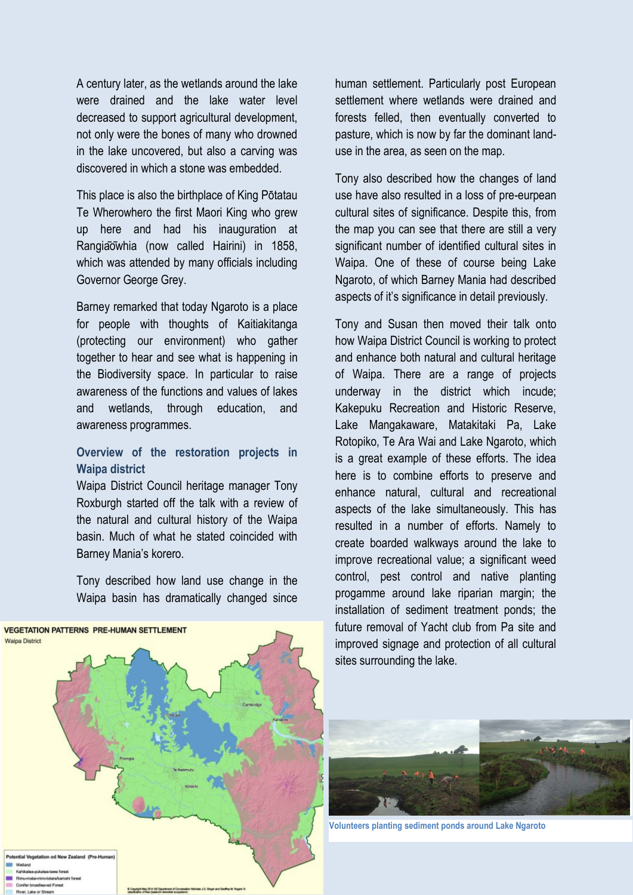A century later, as the wetlands around the lake were drained and the lake water level decreased to support agricultural development, not only were the bones of many who drowned in the lake uncovered, but also a carving was discovered in which a stone was embedded.

This place is also the birthplace of King Pōtatau Te Wherowhero the first Maori King who grew up here and had his inauguration at Rangiaōwhia (now called Hairini) in 1858, which was attended by many officials including Governor George Grey.

Barney remarked that today Ngaroto is a place for people with thoughts of Kaitiakitanga (protecting our environment) who gather together to hear and see what is happening in the Biodiversity space. In particular to raise awareness of the functions and values of lakes and wetlands, through education, and awareness programmes.

## Overview of the restoration projects in Waipa district

Waipa District Council heritage manager Tony Roxburgh started off the talk with a review of the natural and cultural history of the Waipa basin. Much of what he stated coincided with Barney Mania's korero.

Tony described how land use change in the Waipa basin has dramatically changed since human settlement. Particularly post European settlement where wetlands were drained and forests felled, then eventually converted to pasture, which is now by far the dominant land-use in the area, as seen on the map.

Tony also described how the changes of land use have also resulted in a loss of pre-eurpean cultural sites of significance. Despite this, from the map you can see that there are still a very significant number of identified cultural sites in Waipa. One of these of course being Lake Ngaroto, of which Barney Mania had described aspects of it's significance in detail previously.

Tony and Susan then moved their talk onto how Waipa District Council is working to protect and enhance both natural and cultural heritage of Waipa. There are a range of projects underway in the district which incude; Kakepuku Recreation and Historic Reserve, Lake Mangakaware, Matakitaki Pa, Lake Rotopiko, Te Ara Wai and Lake Ngaroto, which is a great example of these efforts. The idea here is to combine efforts to preserve and enhance natural, cultural and recreational aspects of the lake simultaneously. This has resulted in a number of efforts. Namely to create boarded walkways around the lake to improve recreational value; a significant weed control, pest control and native planting progamme around lake riparian margin; the installation of sediment treatment ponds; the future removal of Yacht club from Pa site and improved signage and protection of all cultural sites surrounding the lake.

VEGETATION PATTERNS PRE-HUMAN SETTLEMENT

Waipa District

Potential Vegetation od New Zealand (Pre-Human)
- Wetland
- Kahikatea-pukatea-tawa forest
- Rimu-matai-miro-totara/kamahi forest
- Conifer broadleaved Forest
- River, Lake or Stream

Volunteers planting sediment ponds around Lake Ngaroto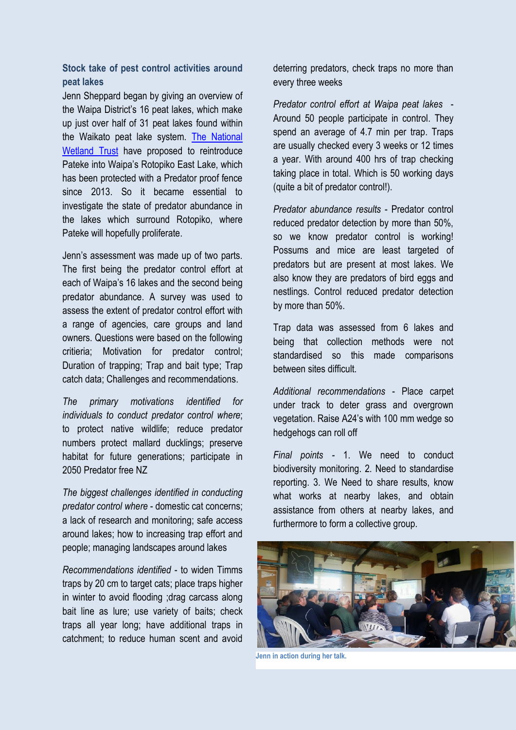**Stock take of pest control activities around peat lakes**

Jenn Sheppard began by giving an overview of the Waipa District's 16 peat lakes, which make up just over half of 31 peat lakes found within the Waikato peat lake system. [The National Wetland Trust](#) have proposed to reintroduce Pateke into Waipa's Rotopiko East Lake, which has been protected with a Predator proof fence since 2013. So it became essential to investigate the state of predator abundance in the lakes which surround Rotopiko, where Pateke will hopefully proliferate.

Jenn's assessment was made up of two parts. The first being the predator control effort at each of Waipa's 16 lakes and the second being predator abundance. A survey was used to assess the extent of predator control effort with a range of agencies, care groups and land owners. Questions were based on the following critieria; Motivation for predator control; Duration of trapping; Trap and bait type; Trap catch data; Challenges and recommendations.

*The primary motivations identified for individuals to conduct predator control where*; to protect native wildlife; reduce predator numbers protect mallard ducklings; preserve habitat for future generations; participate in 2050 Predator free NZ

*The biggest challenges identified in conducting predator control where* - domestic cat concerns; a lack of research and monitoring; safe access around lakes; how to increasing trap effort and people; managing landscapes around lakes

*Recommendations identified* - to widen Timms traps by 20 cm to target cats; place traps higher in winter to avoid flooding ;drag carcass along bait line as lure; use variety of baits; check traps all year long; have additional traps in catchment; to reduce human scent and avoid deterring predators, check traps no more than every three weeks

*Predator control effort at Waipa peat lakes* - Around 50 people participate in control. They spend an average of 4.7 min per trap. Traps are usually checked every 3 weeks or 12 times a year. With around 400 hrs of trap checking taking place in total. Which is 50 working days (quite a bit of predator control!).

*Predator abundance results* - Predator control reduced predator detection by more than 50%, so we know predator control is working! Possums and mice are least targeted of predators but are present at most lakes. We also know they are predators of bird eggs and nestlings. Control reduced predator detection by more than 50%.

Trap data was assessed from 6 lakes and being that collection methods were not standardised so this made comparisons between sites difficult.

*Additional recommendations* - Place carpet under track to deter grass and overgrown vegetation. Raise A24's with 100 mm wedge so hedgehogs can roll off

*Final points* - 1. We need to conduct biodiversity monitoring. 2. Need to standardise reporting. 3. We Need to share results, know what works at nearby lakes, and obtain assistance from others at nearby lakes, and furthermore to form a collective group.

**Jenn in action during her talk.**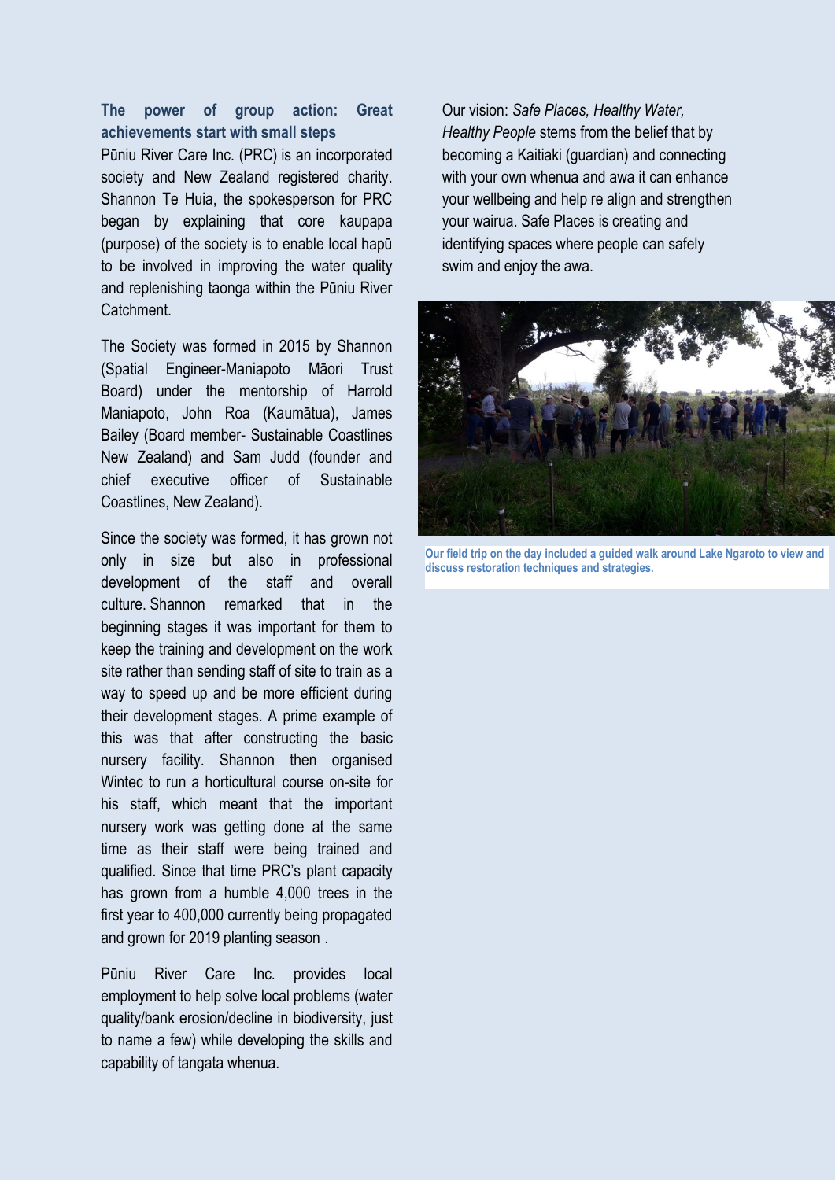## The power of group action: Great achievements start with small steps

Pūniu River Care Inc. (PRC) is an incorporated society and New Zealand registered charity. Shannon Te Huia, the spokesperson for PRC began by explaining that core kaupapa (purpose) of the society is to enable local hapū to be involved in improving the water quality and replenishing taonga within the Pūniu River Catchment.

The Society was formed in 2015 by Shannon (Spatial Engineer-Maniapoto Māori Trust Board) under the mentorship of Harrold Maniapoto, John Roa (Kaumātua), James Bailey (Board member- Sustainable Coastlines New Zealand) and Sam Judd (founder and chief executive officer of Sustainable Coastlines, New Zealand).

Since the society was formed, it has grown not only in size but also in professional development of the staff and overall culture. Shannon remarked that in the beginning stages it was important for them to keep the training and development on the work site rather than sending staff of site to train as a way to speed up and be more efficient during their development stages. A prime example of this was that after constructing the basic nursery facility. Shannon then organised Wintec to run a horticultural course on-site for his staff, which meant that the important nursery work was getting done at the same time as their staff were being trained and qualified. Since that time PRC's plant capacity has grown from a humble 4,000 trees in the first year to 400,000 currently being propagated and grown for 2019 planting season .

Pūniu River Care Inc. provides local employment to help solve local problems (water quality/bank erosion/decline in biodiversity, just to name a few) while developing the skills and capability of tangata whenua.

Our vision: *Safe Places, Healthy Water, Healthy People* stems from the belief that by becoming a Kaitiaki (guardian) and connecting with your own whenua and awa it can enhance your wellbeing and help re align and strengthen your wairua. Safe Places is creating and identifying spaces where people can safely swim and enjoy the awa.

**Our field trip on the day included a guided walk around Lake Ngaroto to view and discuss restoration techniques and strategies.**